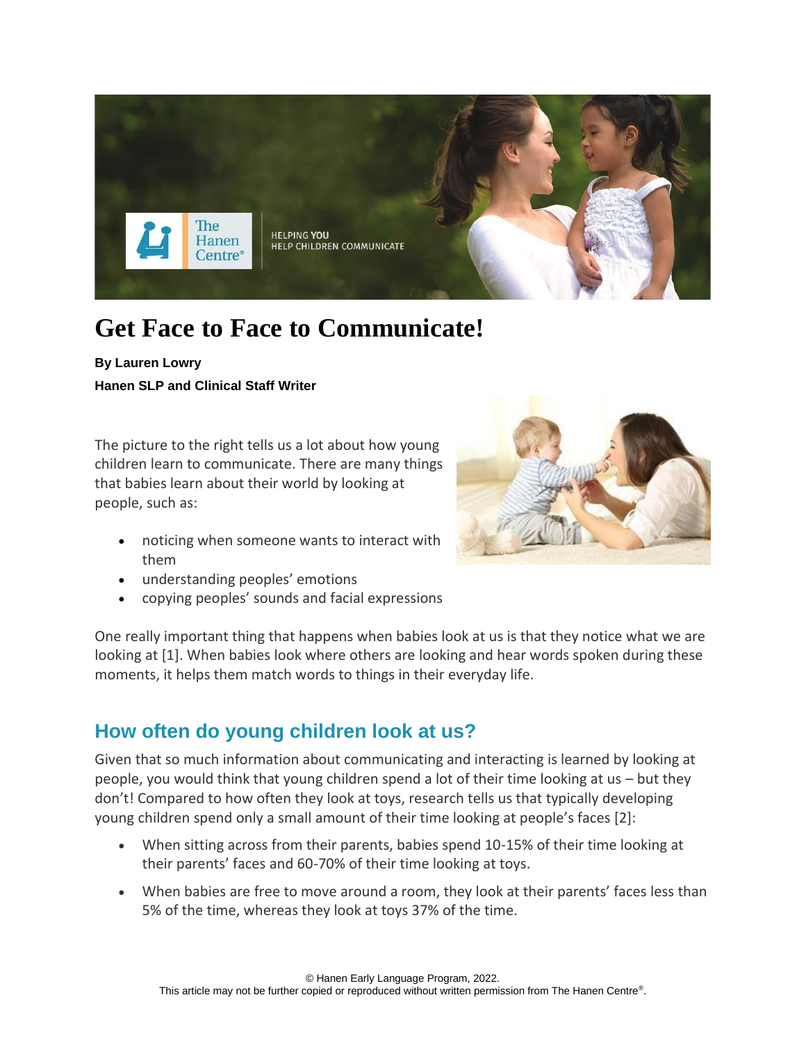# Get Face to Face to Communicate!

**By Lauren Lowry**

**Hanen SLP and Clinical Staff Writer**

The picture to the right tells us a lot about how young children learn to communicate. There are many things that babies learn about their world by looking at people, such as:

- noticing when someone wants to interact with them
- understanding peoples' emotions
- copying peoples' sounds and facial expressions

One really important thing that happens when babies look at us is that they notice what we are looking at [1]. When babies look where others are looking and hear words spoken during these moments, it helps them match words to things in their everyday life.

## How often do young children look at us?

Given that so much information about communicating and interacting is learned by looking at people, you would think that young children spend a lot of their time looking at us – but they don't! Compared to how often they look at toys, research tells us that typically developing young children spend only a small amount of their time looking at people's faces [2]:

- When sitting across from their parents, babies spend 10-15% of their time looking at their parents' faces and 60-70% of their time looking at toys.
- When babies are free to move around a room, they look at their parents' faces less than 5% of the time, whereas they look at toys 37% of the time.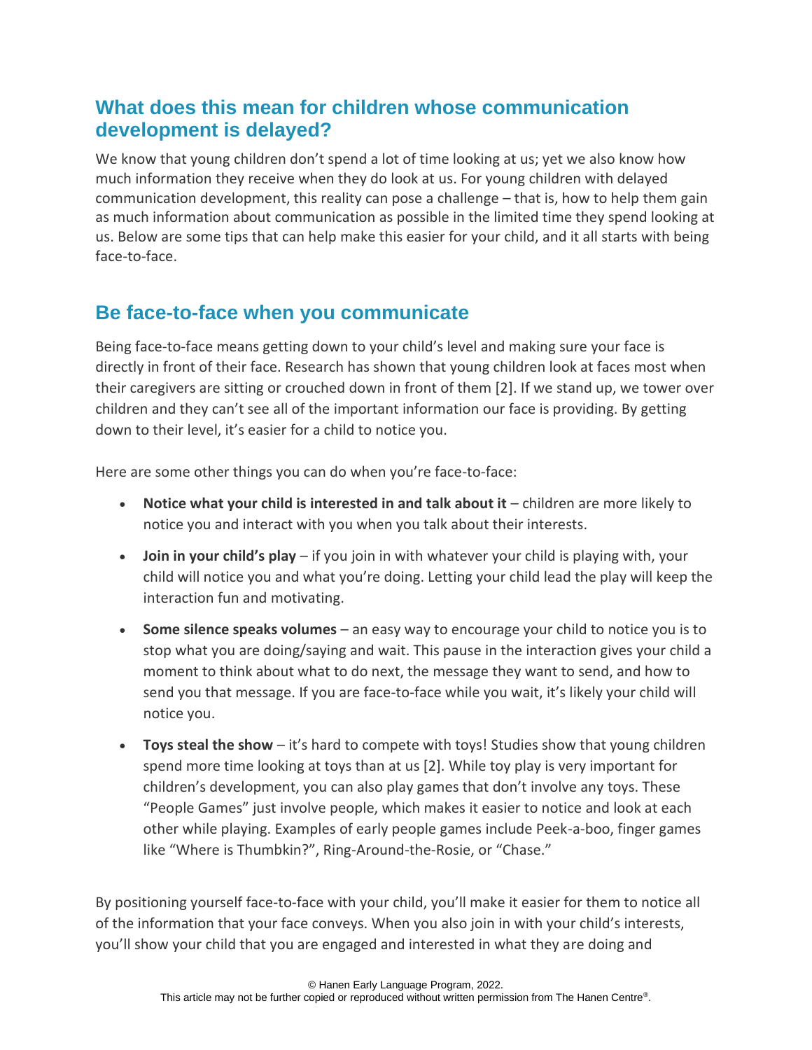## What does this mean for children whose communication development is delayed?

We know that young children don't spend a lot of time looking at us; yet we also know how much information they receive when they do look at us. For young children with delayed communication development, this reality can pose a challenge – that is, how to help them gain as much information about communication as possible in the limited time they spend looking at us. Below are some tips that can help make this easier for your child, and it all starts with being face-to-face.

## Be face-to-face when you communicate

Being face-to-face means getting down to your child's level and making sure your face is directly in front of their face. Research has shown that young children look at faces most when their caregivers are sitting or crouched down in front of them [2]. If we stand up, we tower over children and they can't see all of the important information our face is providing. By getting down to their level, it's easier for a child to notice you.

Here are some other things you can do when you're face-to-face:

- **Notice what your child is interested in and talk about it** – children are more likely to notice you and interact with you when you talk about their interests.
- **Join in your child's play** – if you join in with whatever your child is playing with, your child will notice you and what you're doing. Letting your child lead the play will keep the interaction fun and motivating.
- **Some silence speaks volumes** – an easy way to encourage your child to notice you is to stop what you are doing/saying and wait. This pause in the interaction gives your child a moment to think about what to do next, the message they want to send, and how to send you that message. If you are face-to-face while you wait, it's likely your child will notice you.
- **Toys steal the show** – it's hard to compete with toys! Studies show that young children spend more time looking at toys than at us [2]. While toy play is very important for children's development, you can also play games that don't involve any toys. These "People Games" just involve people, which makes it easier to notice and look at each other while playing. Examples of early people games include Peek-a-boo, finger games like "Where is Thumbkin?", Ring-Around-the-Rosie, or "Chase."

By positioning yourself face-to-face with your child, you'll make it easier for them to notice all of the information that your face conveys. When you also join in with your child's interests, you'll show your child that you are engaged and interested in what they are doing and

© Hanen Early Language Program, 2022.
This article may not be further copied or reproduced without written permission from The Hanen Centre®.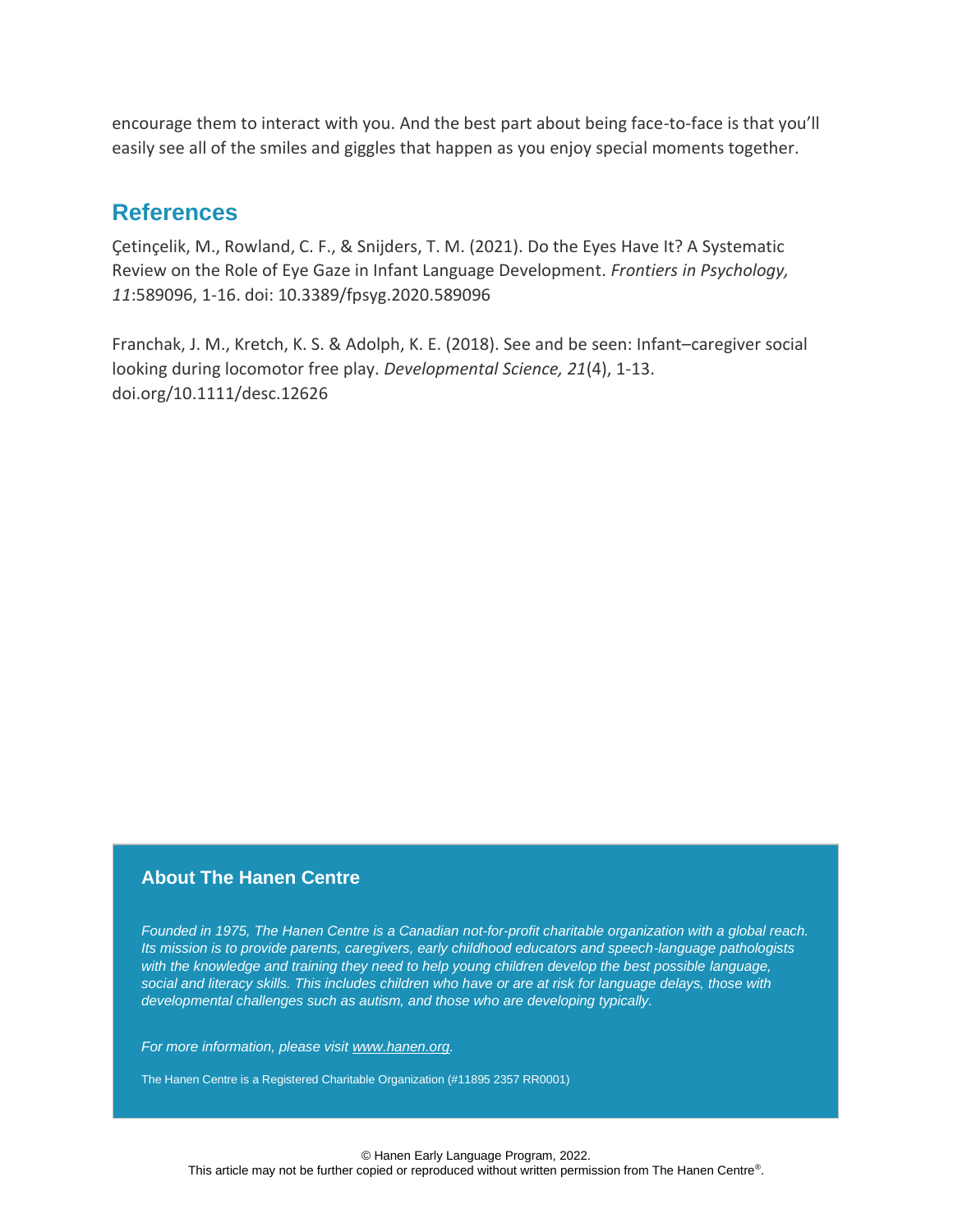encourage them to interact with you. And the best part about being face-to-face is that you'll easily see all of the smiles and giggles that happen as you enjoy special moments together.

## References

Çetinçelik, M., Rowland, C. F., & Snijders, T. M. (2021). Do the Eyes Have It? A Systematic Review on the Role of Eye Gaze in Infant Language Development. *Frontiers in Psychology, 11*:589096, 1-16. doi: 10.3389/fpsyg.2020.589096

Franchak, J. M., Kretch, K. S. & Adolph, K. E. (2018). See and be seen: Infant–caregiver social looking during locomotor free play. *Developmental Science, 21*(4), 1-13. doi.org/10.1111/desc.12626

### About The Hanen Centre

*Founded in 1975, The Hanen Centre is a Canadian not-for-profit charitable organization with a global reach. Its mission is to provide parents, caregivers, early childhood educators and speech-language pathologists with the knowledge and training they need to help young children develop the best possible language, social and literacy skills. This includes children who have or are at risk for language delays, those with developmental challenges such as autism, and those who are developing typically.*

*For more information, please visit [www.hanen.org](http://www.hanen.org).*

The Hanen Centre is a Registered Charitable Organization (#11895 2357 RR0001)

© Hanen Early Language Program, 2022.
This article may not be further copied or reproduced without written permission from The Hanen Centre®.